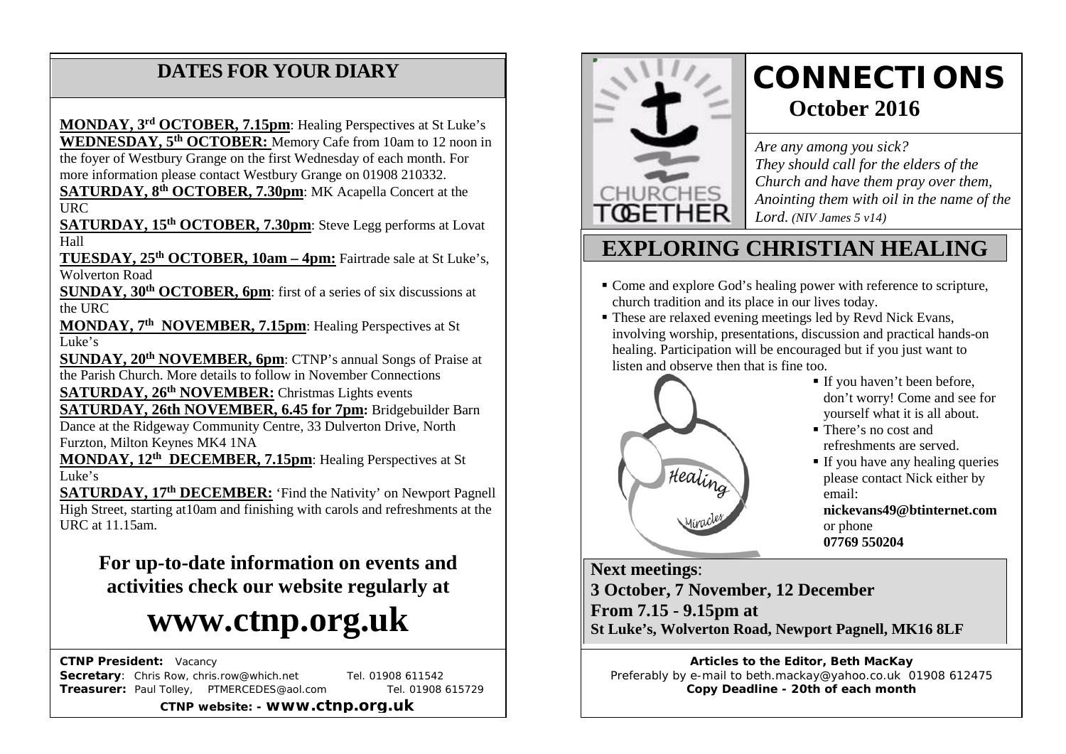## DATES FOR YOUR DIARY

**MONDAY, 3rd OCTOBER, 7.15pm**: Healing Perspectives at St Luke's

**WEDNESDAY, 5th OCTOBER:** Memory Cafe from 10am to 12 noon in the foyer of Westbury Grange on the first Wednesday of each month. For more information please contact Westbury Grange on 01908 210332.

**SATURDAY, 8th OCTOBER, 7.30pm**: MK Acapella Concert at the URC

**SATURDAY, 15th OCTOBER, 7.30pm**: Steve Legg performs at Lovat Hall

**TUESDAY, 25th OCTOBER, 10am – 4pm:** Fairtrade sale at St Luke's, Wolverton Road

**SUNDAY, 30th OCTOBER, 6pm**: first of a series of six discussions at the URC

**MONDAY, 7th NOVEMBER, 7.15pm**: Healing Perspectives at St Luke's

**SUNDAY, 20th NOVEMBER, 6pm**: CTNP's annual Songs of Praise at the Parish Church. More details to follow in November Connections

**SATURDAY, 26th NOVEMBER:** Christmas Lights events

**SATURDAY, 26th NOVEMBER, 6.45 for 7pm:** Bridgebuilder Barn Dance at the Ridgeway Community Centre, 33 Dulverton Drive, North Furzton, Milton Keynes MK4 1NA

**MONDAY, 12th DECEMBER, 7.15pm**: Healing Perspectives at St Luke's

**SATURDAY, 17th DECEMBER:** 'Find the Nativity' on Newport Pagnell High Street, starting at10am and finishing with carols and refreshments at the URC at 11.15am.

**For up-to-date information on events and activities check our website regularly at**

# www.ctnp.org.uk

**CTNP President:** Vacancy
**Secretary**: Chris Row, chris.row@which.net Tel. 01908 611542
**Treasurer:** Paul Tolley, PTMERCEDES@aol.com Tel. 01908 615729

**CTNP website: - www.ctnp.org.uk**

# CONNECTIONS

## October 2016

*Are any among you sick?*
*They should call for the elders of the Church and have them pray over them, Anointing them with oil in the name of the Lord. (NIV James 5 v14)*

## EXPLORING CHRISTIAN HEALING

- Come and explore God's healing power with reference to scripture, church tradition and its place in our lives today.
- These are relaxed evening meetings led by Revd Nick Evans, involving worship, presentations, discussion and practical hands-on healing. Participation will be encouraged but if you just want to listen and observe then that is fine too.
- If you haven't been before, don't worry! Come and see for yourself what it is all about.
- There's no cost and refreshments are served.
- If you have any healing queries please contact Nick either by email: **nickevans49@btinternet.com** or phone **07769 550204**

**Next meetings**:
**3 October, 7 November, 12 December**
**From 7.15 - 9.15pm at**
**St Luke's, Wolverton Road, Newport Pagnell, MK16 8LF**

**Articles to the Editor, Beth MacKay**
Preferably by e-mail to beth.mackay@yahoo.co.uk 01908 612475
**Copy Deadline - 20th of each month**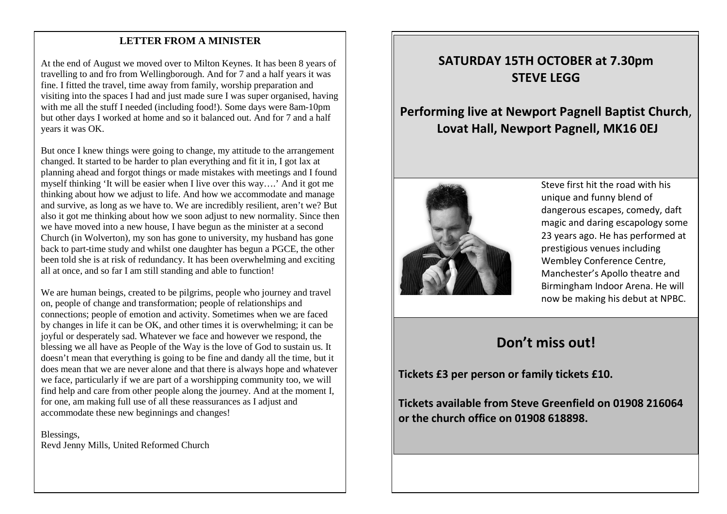## LETTER FROM A MINISTER

At the end of August we moved over to Milton Keynes. It has been 8 years of travelling to and fro from Wellingborough. And for 7 and a half years it was fine. I fitted the travel, time away from family, worship preparation and visiting into the spaces I had and just made sure I was super organised, having with me all the stuff I needed (including food!). Some days were 8am-10pm but other days I worked at home and so it balanced out. And for 7 and a half years it was OK.

But once I knew things were going to change, my attitude to the arrangement changed. It started to be harder to plan everything and fit it in, I got lax at planning ahead and forgot things or made mistakes with meetings and I found myself thinking 'It will be easier when I live over this way….' And it got me thinking about how we adjust to life. And how we accommodate and manage and survive, as long as we have to. We are incredibly resilient, aren't we? But also it got me thinking about how we soon adjust to new normality. Since then we have moved into a new house, I have begun as the minister at a second Church (in Wolverton), my son has gone to university, my husband has gone back to part-time study and whilst one daughter has begun a PGCE, the other been told she is at risk of redundancy. It has been overwhelming and exciting all at once, and so far I am still standing and able to function!

We are human beings, created to be pilgrims, people who journey and travel on, people of change and transformation; people of relationships and connections; people of emotion and activity. Sometimes when we are faced by changes in life it can be OK, and other times it is overwhelming; it can be joyful or desperately sad. Whatever we face and however we respond, the blessing we all have as People of the Way is the love of God to sustain us. It doesn't mean that everything is going to be fine and dandy all the time, but it does mean that we are never alone and that there is always hope and whatever we face, particularly if we are part of a worshipping community too, we will find help and care from other people along the journey. And at the moment I, for one, am making full use of all these reassurances as I adjust and accommodate these new beginnings and changes!

Blessings,
Revd Jenny Mills, United Reformed Church

## SATURDAY 15TH OCTOBER at 7.30pm
## STEVE LEGG

### Performing live at Newport Pagnell Baptist Church, Lovat Hall, Newport Pagnell, MK16 0EJ

Steve first hit the road with his unique and funny blend of dangerous escapes, comedy, daft magic and daring escapology some 23 years ago. He has performed at prestigious venues including Wembley Conference Centre, Manchester's Apollo theatre and Birmingham Indoor Arena. He will now be making his debut at NPBC.

## Don't miss out!

**Tickets £3 per person or family tickets £10.**

**Tickets available from Steve Greenfield on 01908 216064 or the church office on 01908 618898.**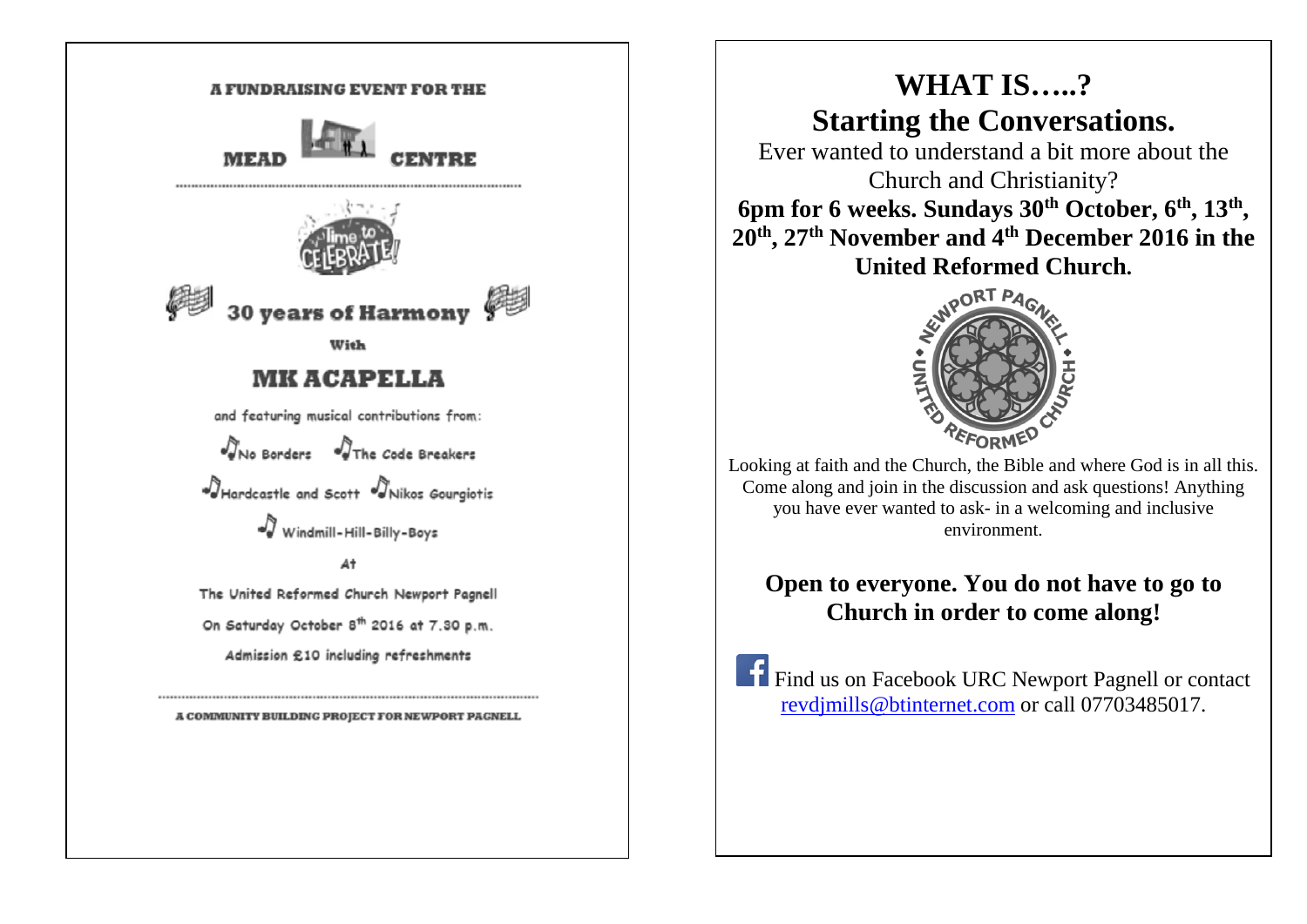A FUNDRAISING EVENT FOR THE

MEAD CENTRE

Time to CELEBRATE!

## 30 years of Harmony

With

## MK ACAPELLA

and featuring musical contributions from:

No Borders The Code Breakers

Hardcastle and Scott Nikos Gourgiotis

Windmill-Hill-Billy-Boys

At

The United Reformed Church Newport Pagnell

On Saturday October 8th 2016 at 7.30 p.m.

Admission £10 including refreshments

A COMMUNITY BUILDING PROJECT FOR NEWPORT PAGNELL

# WHAT IS…..?

# Starting the Conversations.

Ever wanted to understand a bit more about the Church and Christianity?

**6pm for 6 weeks. Sundays 30th October, 6th, 13th, 20th, 27th November and 4th December 2016 in the United Reformed Church.**

NEWPORT PAGNELL • UNITED REFORMED CHURCH •

Looking at faith and the Church, the Bible and where God is in all this. Come along and join in the discussion and ask questions! Anything you have ever wanted to ask- in a welcoming and inclusive environment.

**Open to everyone. You do not have to go to Church in order to come along!**

Find us on Facebook URC Newport Pagnell or contact revdjmills@btinternet.com or call 07703485017.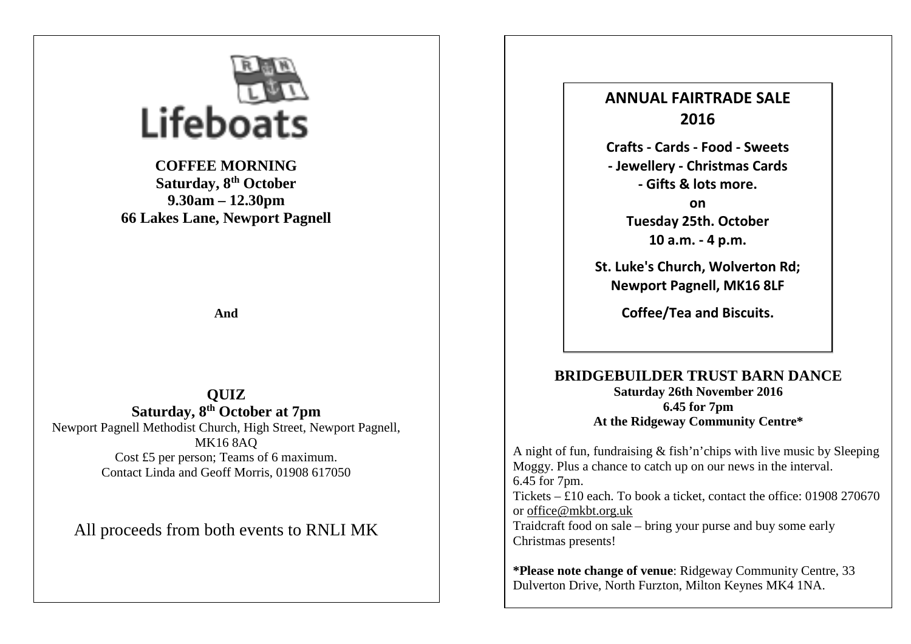Lifeboats

**COFFEE MORNING**
**Saturday, 8th October**
**9.30am – 12.30pm**
**66 Lakes Lane, Newport Pagnell**

**And**

**QUIZ**
**Saturday, 8th October at 7pm**
Newport Pagnell Methodist Church, High Street, Newport Pagnell, MK16 8AQ
Cost £5 per person; Teams of 6 maximum.
Contact Linda and Geoff Morris, 01908 617050

All proceeds from both events to RNLI MK

## ANNUAL FAIRTRADE SALE 2016

**Crafts - Cards - Food - Sweets - Jewellery - Christmas Cards - Gifts & lots more.**

**on**

**Tuesday 25th. October**
**10 a.m. - 4 p.m.**

**St. Luke's Church, Wolverton Rd; Newport Pagnell, MK16 8LF**

**Coffee/Tea and Biscuits.**

## BRIDGEBUILDER TRUST BARN DANCE

**Saturday 26th November 2016**
**6.45 for 7pm**
**At the Ridgeway Community Centre***

A night of fun, fundraising & fish'n'chips with live music by Sleeping Moggy. Plus a chance to catch up on our news in the interval.
6.45 for 7pm.
Tickets – £10 each. To book a ticket, contact the office: 01908 270670 or office@mkbt.org.uk
Traidcraft food on sale – bring your purse and buy some early Christmas presents!

***Please note change of venue**: Ridgeway Community Centre, 33 Dulverton Drive, North Furzton, Milton Keynes MK4 1NA.